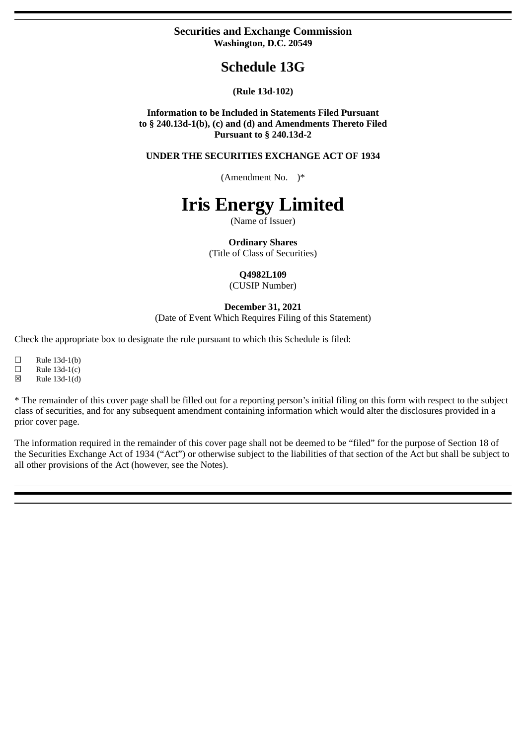**Securities and Exchange Commission**
**Washington, D.C. 20549**

# Schedule 13G

**(Rule 13d-102)**

**Information to be Included in Statements Filed Pursuant to § 240.13d-1(b), (c) and (d) and Amendments Thereto Filed Pursuant to § 240.13d-2**

**UNDER THE SECURITIES EXCHANGE ACT OF 1934**

(Amendment No. )*

# Iris Energy Limited

(Name of Issuer)

**Ordinary Shares**
(Title of Class of Securities)

**Q4982L109**
(CUSIP Number)

**December 31, 2021**
(Date of Event Which Requires Filing of this Statement)

Check the appropriate box to designate the rule pursuant to which this Schedule is filed:

☐ Rule 13d-1(b)
☐ Rule 13d-1(c)
☒ Rule 13d-1(d)

* The remainder of this cover page shall be filled out for a reporting person's initial filing on this form with respect to the subject class of securities, and for any subsequent amendment containing information which would alter the disclosures provided in a prior cover page.

The information required in the remainder of this cover page shall not be deemed to be "filed" for the purpose of Section 18 of the Securities Exchange Act of 1934 ("Act") or otherwise subject to the liabilities of that section of the Act but shall be subject to all other provisions of the Act (however, see the Notes).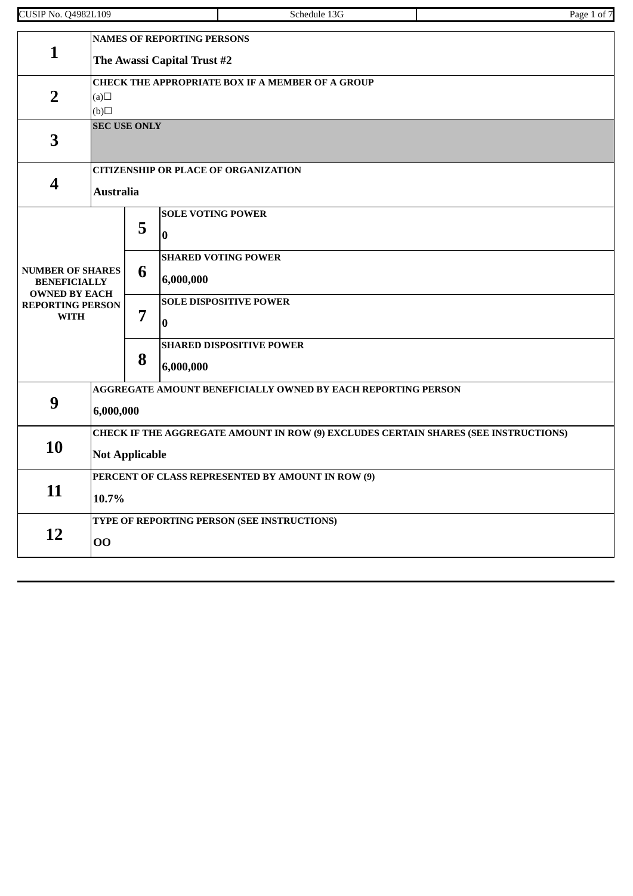| | | | |
|---|---|---|---|
| **1** | **NAMES OF REPORTING PERSONS**<br><br>**The Awassi Capital Trust #2** | | |
| **2** | **CHECK THE APPROPRIATE BOX IF A MEMBER OF A GROUP**<br>(a)☐<br>(b)☐ | | |
| **3** | **SEC USE ONLY** | | |
| **4** | **CITIZENSHIP OR PLACE OF ORGANIZATION**<br><br>**Australia** | | |
| **NUMBER OF SHARES BENEFICIALLY OWNED BY EACH REPORTING PERSON WITH** | **5** | **SOLE VOTING POWER**<br><br>**0** | |
| | **6** | **SHARED VOTING POWER**<br><br>**6,000,000** | |
| | **7** | **SOLE DISPOSITIVE POWER**<br><br>**0** | |
| | **8** | **SHARED DISPOSITIVE POWER**<br><br>**6,000,000** | |
| **9** | **AGGREGATE AMOUNT BENEFICIALLY OWNED BY EACH REPORTING PERSON**<br><br>**6,000,000** | | |
| **10** | **CHECK IF THE AGGREGATE AMOUNT IN ROW (9) EXCLUDES CERTAIN SHARES (SEE INSTRUCTIONS)**<br><br>**Not Applicable** | | |
| **11** | **PERCENT OF CLASS REPRESENTED BY AMOUNT IN ROW (9)**<br><br>**10.7%** | | |
| **12** | **TYPE OF REPORTING PERSON (SEE INSTRUCTIONS)**<br><br>**OO** | | |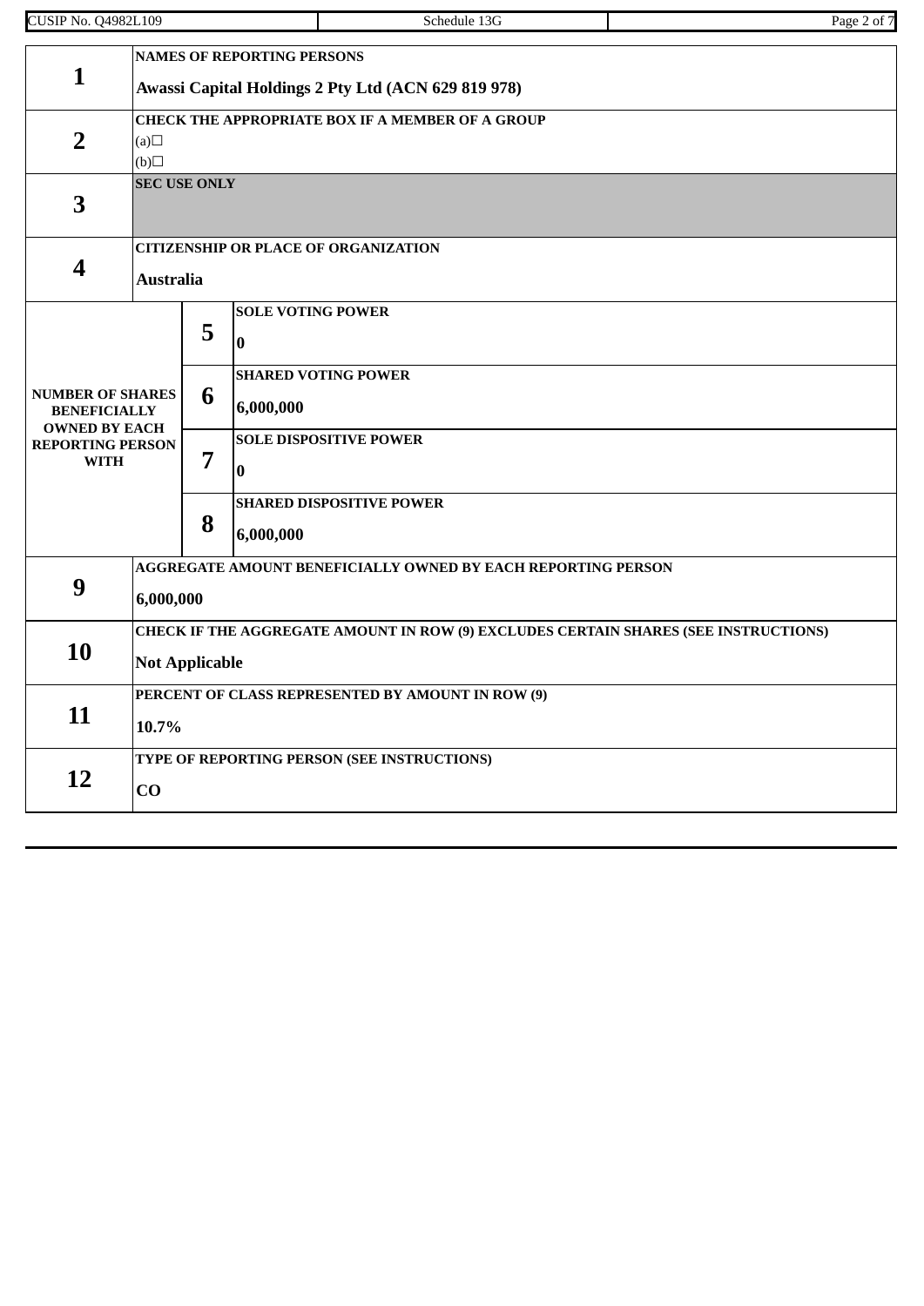| | | | |
|---|---|---|---|
| 1 | NAMES OF REPORTING PERSONS<br>**Awassi Capital Holdings 2 Pty Ltd (ACN 629 819 978)** | | |
| 2 | CHECK THE APPROPRIATE BOX IF A MEMBER OF A GROUP<br>(a)☐<br>(b)☐ | | |
| 3 | SEC USE ONLY | | |
| 4 | CITIZENSHIP OR PLACE OF ORGANIZATION<br>**Australia** | | |
| NUMBER OF SHARES BENEFICIALLY OWNED BY EACH REPORTING PERSON WITH | | 5 | SOLE VOTING POWER<br>**0** |
| | | 6 | SHARED VOTING POWER<br>**6,000,000** |
| | | 7 | SOLE DISPOSITIVE POWER<br>**0** |
| | | 8 | SHARED DISPOSITIVE POWER<br>**6,000,000** |
| 9 | AGGREGATE AMOUNT BENEFICIALLY OWNED BY EACH REPORTING PERSON<br>**6,000,000** | | |
| 10 | CHECK IF THE AGGREGATE AMOUNT IN ROW (9) EXCLUDES CERTAIN SHARES (SEE INSTRUCTIONS)<br>**Not Applicable** | | |
| 11 | PERCENT OF CLASS REPRESENTED BY AMOUNT IN ROW (9)<br>**10.7%** | | |
| 12 | TYPE OF REPORTING PERSON (SEE INSTRUCTIONS)<br>**CO** | | |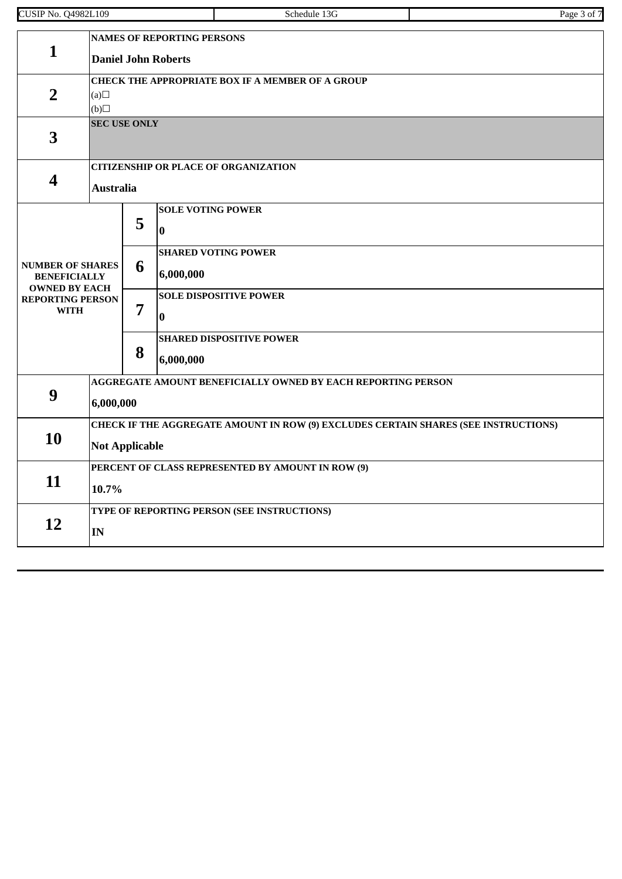| | | | |
|---|---|---|---|
| **1** | **NAMES OF REPORTING PERSONS**<br>**Daniel John Roberts** | | |
| **2** | **CHECK THE APPROPRIATE BOX IF A MEMBER OF A GROUP**<br>(a)☐<br>(b)☐ | | |
| **3** | **SEC USE ONLY** | | |
| **4** | **CITIZENSHIP OR PLACE OF ORGANIZATION**<br>**Australia** | | |
| **NUMBER OF SHARES BENEFICIALLY OWNED BY EACH REPORTING PERSON WITH** | | **5** | **SOLE VOTING POWER**<br>**0** |
| | | **6** | **SHARED VOTING POWER**<br>**6,000,000** |
| | | **7** | **SOLE DISPOSITIVE POWER**<br>**0** |
| | | **8** | **SHARED DISPOSITIVE POWER**<br>**6,000,000** |
| **9** | **AGGREGATE AMOUNT BENEFICIALLY OWNED BY EACH REPORTING PERSON**<br>**6,000,000** | | |
| **10** | **CHECK IF THE AGGREGATE AMOUNT IN ROW (9) EXCLUDES CERTAIN SHARES (SEE INSTRUCTIONS)**<br>**Not Applicable** | | |
| **11** | **PERCENT OF CLASS REPRESENTED BY AMOUNT IN ROW (9)**<br>**10.7%** | | |
| **12** | **TYPE OF REPORTING PERSON (SEE INSTRUCTIONS)**<br>**IN** | | |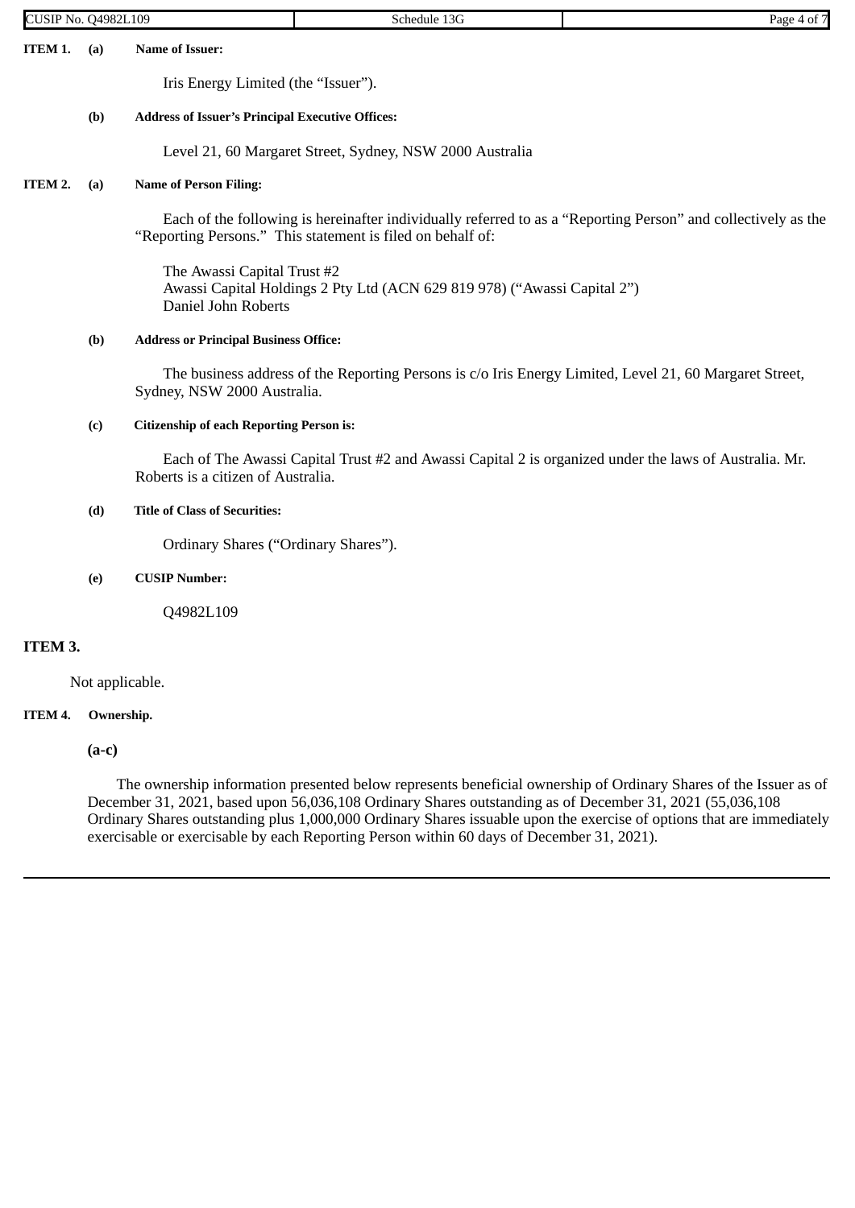**ITEM 1.** **(a)** **Name of Issuer:**

Iris Energy Limited (the "Issuer").

**(b)** **Address of Issuer's Principal Executive Offices:**

Level 21, 60 Margaret Street, Sydney, NSW 2000 Australia

**ITEM 2.** **(a)** **Name of Person Filing:**

Each of the following is hereinafter individually referred to as a "Reporting Person" and collectively as the "Reporting Persons." This statement is filed on behalf of:

The Awassi Capital Trust #2
Awassi Capital Holdings 2 Pty Ltd (ACN 629 819 978) ("Awassi Capital 2")
Daniel John Roberts

**(b)** **Address or Principal Business Office:**

The business address of the Reporting Persons is c/o Iris Energy Limited, Level 21, 60 Margaret Street, Sydney, NSW 2000 Australia.

**(c)** **Citizenship of each Reporting Person is:**

Each of The Awassi Capital Trust #2 and Awassi Capital 2 is organized under the laws of Australia. Mr. Roberts is a citizen of Australia.

**(d)** **Title of Class of Securities:**

Ordinary Shares ("Ordinary Shares").

**(e)** **CUSIP Number:**

Q4982L109

**ITEM 3.**

Not applicable.

**ITEM 4.** **Ownership.**

**(a-c)**

The ownership information presented below represents beneficial ownership of Ordinary Shares of the Issuer as of December 31, 2021, based upon 56,036,108 Ordinary Shares outstanding as of December 31, 2021 (55,036,108 Ordinary Shares outstanding plus 1,000,000 Ordinary Shares issuable upon the exercise of options that are immediately exercisable or exercisable by each Reporting Person within 60 days of December 31, 2021).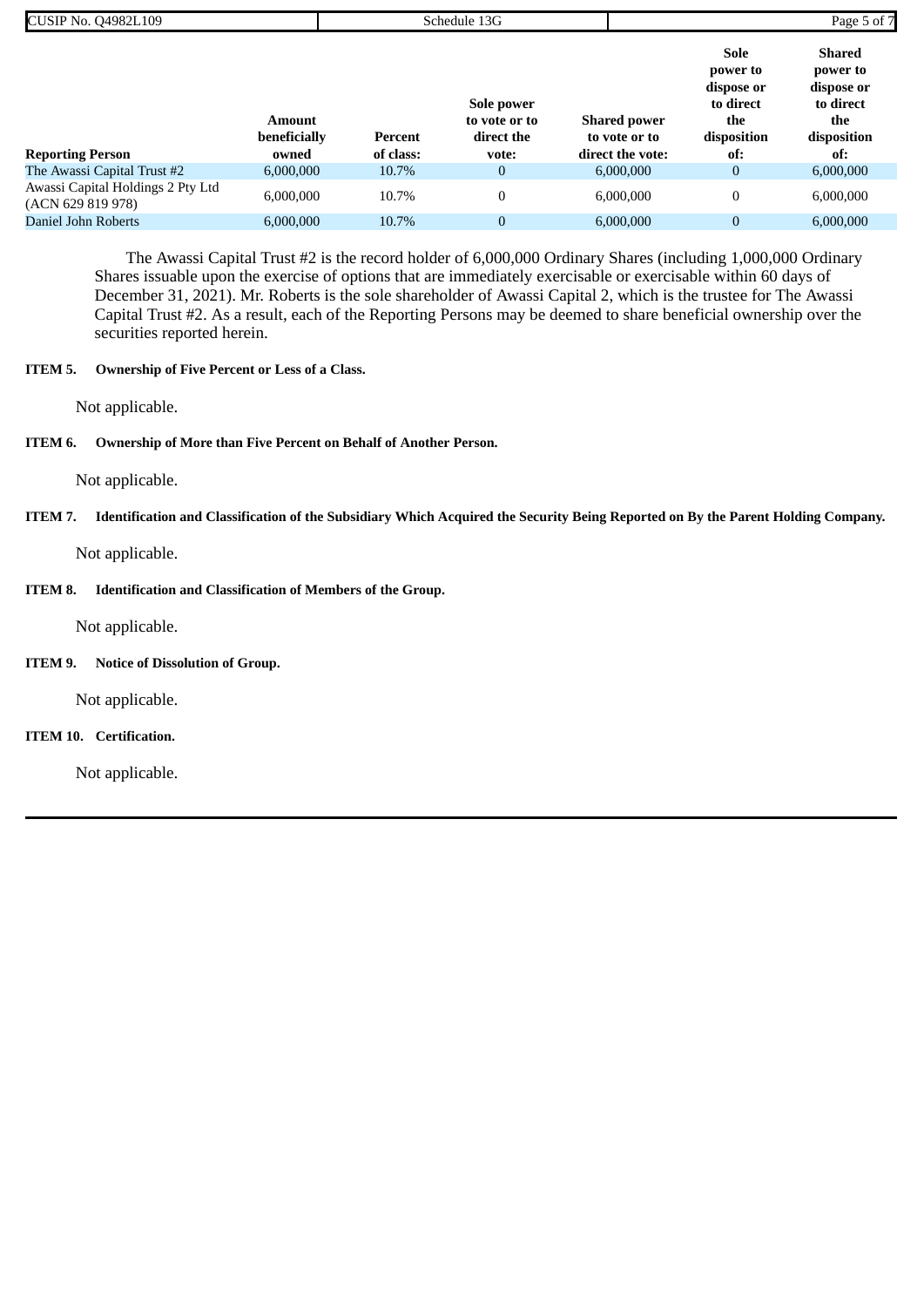| Reporting Person | Amount beneficially owned | Percent of class: | Sole power to vote or to direct the vote: | Shared power to vote or to direct the vote: | Sole power to dispose or to direct the disposition of: | Shared power to dispose or to direct the disposition of: |
|---|---|---|---|---|---|---|
| The Awassi Capital Trust #2 | 6,000,000 | 10.7% | 0 | 6,000,000 | 0 | 6,000,000 |
| Awassi Capital Holdings 2 Pty Ltd (ACN 629 819 978) | 6,000,000 | 10.7% | 0 | 6,000,000 | 0 | 6,000,000 |
| Daniel John Roberts | 6,000,000 | 10.7% | 0 | 6,000,000 | 0 | 6,000,000 |

The Awassi Capital Trust #2 is the record holder of 6,000,000 Ordinary Shares (including 1,000,000 Ordinary Shares issuable upon the exercise of options that are immediately exercisable or exercisable within 60 days of December 31, 2021). Mr. Roberts is the sole shareholder of Awassi Capital 2, which is the trustee for The Awassi Capital Trust #2. As a result, each of the Reporting Persons may be deemed to share beneficial ownership over the securities reported herein.

**ITEM 5. Ownership of Five Percent or Less of a Class.**

Not applicable.

**ITEM 6. Ownership of More than Five Percent on Behalf of Another Person.**

Not applicable.

**ITEM 7. Identification and Classification of the Subsidiary Which Acquired the Security Being Reported on By the Parent Holding Company.**

Not applicable.

**ITEM 8. Identification and Classification of Members of the Group.**

Not applicable.

**ITEM 9. Notice of Dissolution of Group.**

Not applicable.

**ITEM 10. Certification.**

Not applicable.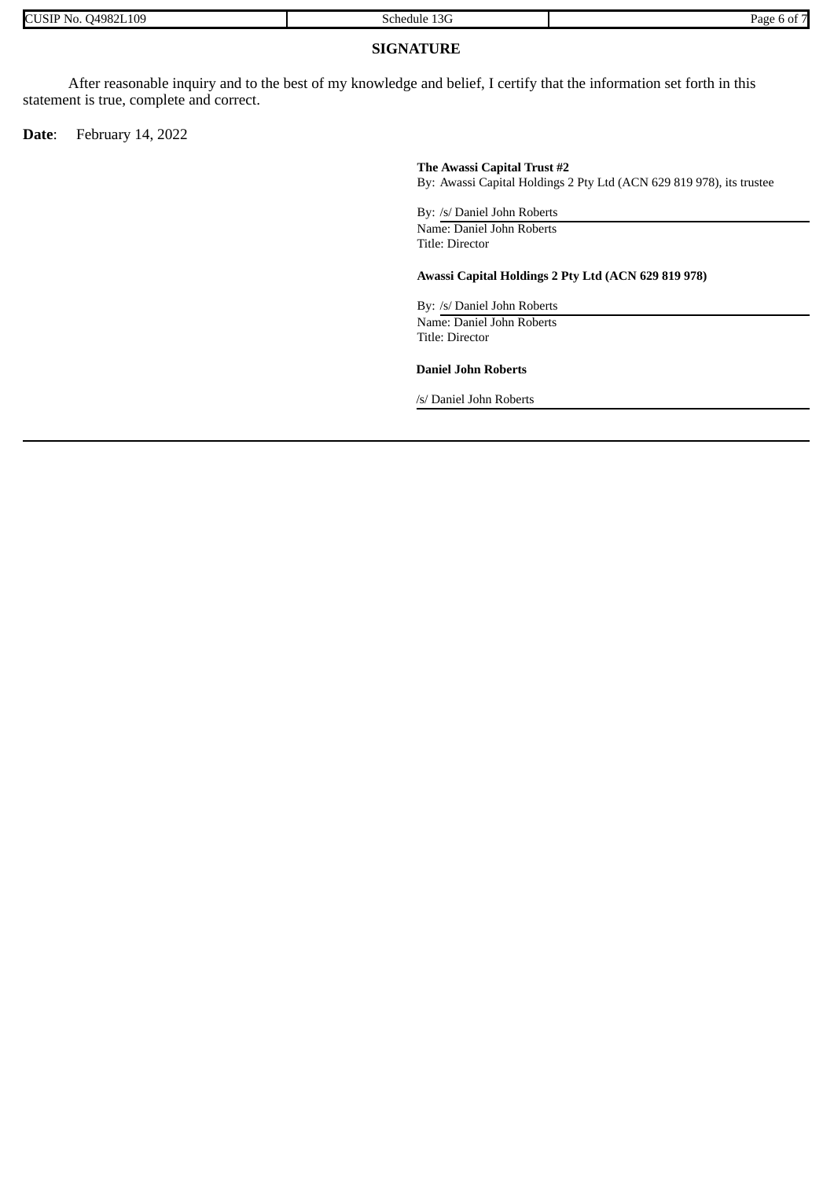## SIGNATURE

After reasonable inquiry and to the best of my knowledge and belief, I certify that the information set forth in this statement is true, complete and correct.

**Date**: February 14, 2022

**The Awassi Capital Trust #2**
By: Awassi Capital Holdings 2 Pty Ltd (ACN 629 819 978), its trustee

By: /s/ Daniel John Roberts
Name: Daniel John Roberts
Title: Director

**Awassi Capital Holdings 2 Pty Ltd (ACN 629 819 978)**

By: /s/ Daniel John Roberts
Name: Daniel John Roberts
Title: Director

**Daniel John Roberts**

/s/ Daniel John Roberts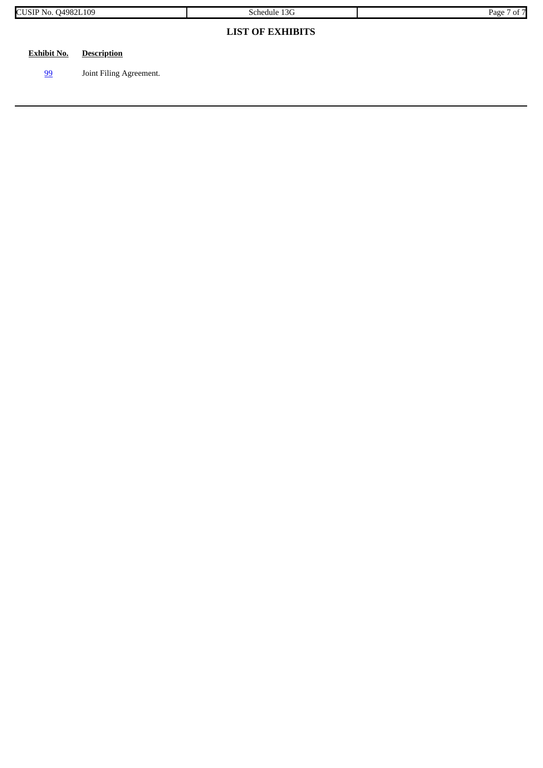## LIST OF EXHIBITS

| Exhibit No. | Description |
|---|---|
| 99 | Joint Filing Agreement. |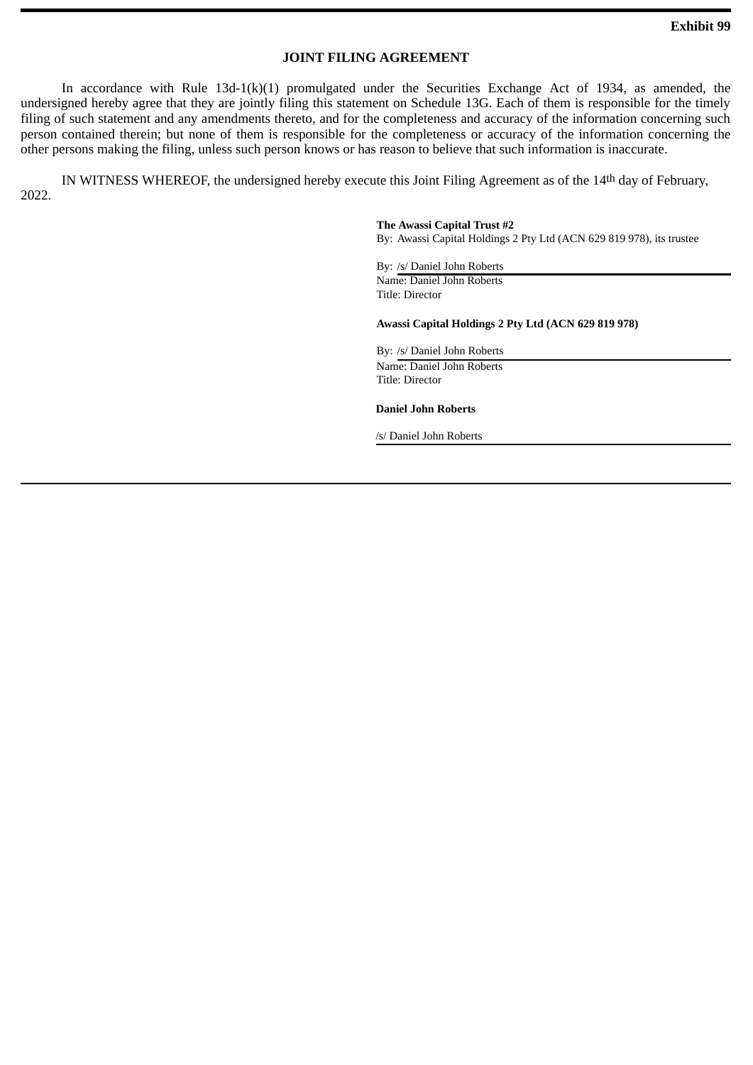**Exhibit 99**

**JOINT FILING AGREEMENT**

In accordance with Rule 13d-1(k)(1) promulgated under the Securities Exchange Act of 1934, as amended, the undersigned hereby agree that they are jointly filing this statement on Schedule 13G. Each of them is responsible for the timely filing of such statement and any amendments thereto, and for the completeness and accuracy of the information concerning such person contained therein; but none of them is responsible for the completeness or accuracy of the information concerning the other persons making the filing, unless such person knows or has reason to believe that such information is inaccurate.

IN WITNESS WHEREOF, the undersigned hereby execute this Joint Filing Agreement as of the 14th day of February, 2022.

**The Awassi Capital Trust #2**
By: Awassi Capital Holdings 2 Pty Ltd (ACN 629 819 978), its trustee

By: /s/ Daniel John Roberts
Name: Daniel John Roberts
Title: Director

**Awassi Capital Holdings 2 Pty Ltd (ACN 629 819 978)**

By: /s/ Daniel John Roberts
Name: Daniel John Roberts
Title: Director

**Daniel John Roberts**

/s/ Daniel John Roberts